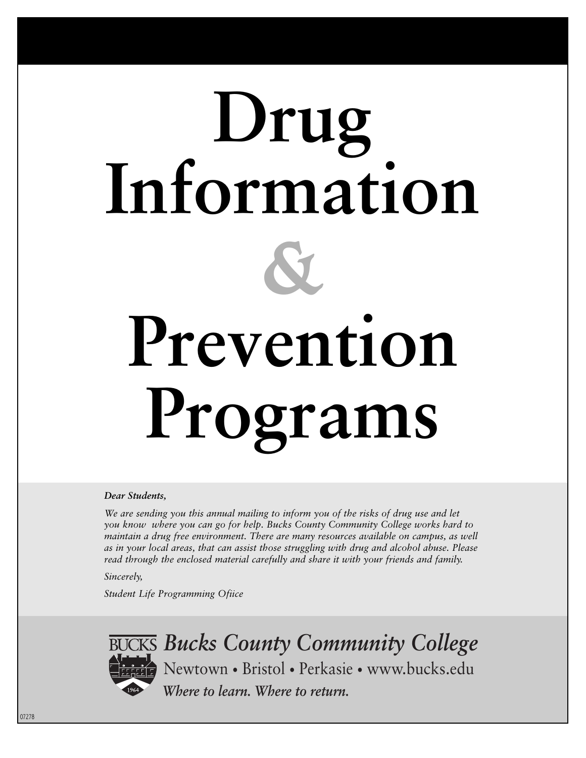# Drug Information & Prevention Programs

***Dear Students,***

*We are sending you this annual mailing to inform you of the risks of drug use and let you know where you can go for help. Bucks County Community College works hard to maintain a drug free environment. There are many resources available on campus, as well as in your local areas, that can assist those struggling with drug and alcohol abuse. Please read through the enclosed material carefully and share it with your friends and family.*

*Sincerely,*

*Student Life Programming Ofiice*

BUCKS ***Bucks County Community College***

Newtown • Bristol • Perkasie • www.bucks.edu

***Where to learn. Where to return.***

1964

07278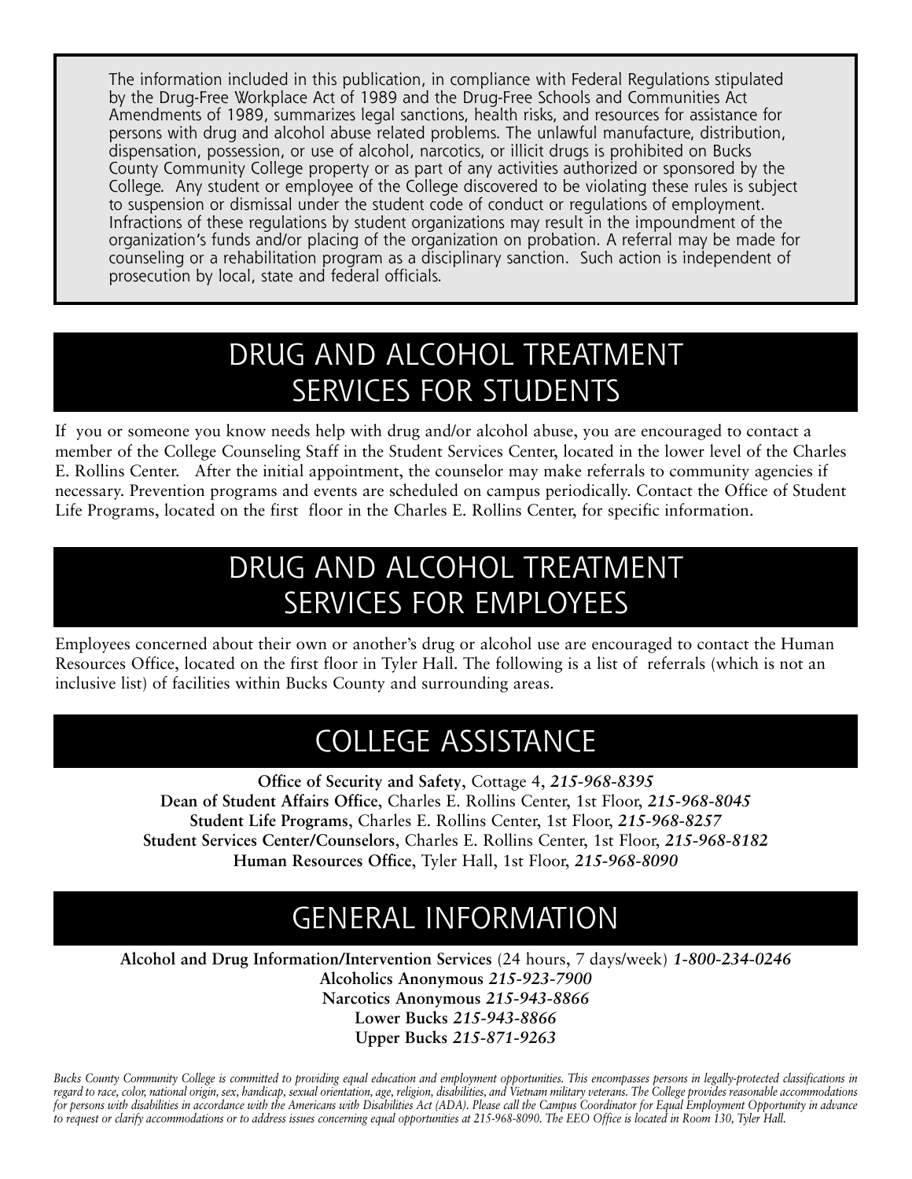The information included in this publication, in compliance with Federal Regulations stipulated by the Drug-Free Workplace Act of 1989 and the Drug-Free Schools and Communities Act Amendments of 1989, summarizes legal sanctions, health risks, and resources for assistance for persons with drug and alcohol abuse related problems. The unlawful manufacture, distribution, dispensation, possession, or use of alcohol, narcotics, or illicit drugs is prohibited on Bucks County Community College property or as part of any activities authorized or sponsored by the College. Any student or employee of the College discovered to be violating these rules is subject to suspension or dismissal under the student code of conduct or regulations of employment. Infractions of these regulations by student organizations may result in the impoundment of the organization's funds and/or placing of the organization on probation. A referral may be made for counseling or a rehabilitation program as a disciplinary sanction. Such action is independent of prosecution by local, state and federal officials.

## DRUG AND ALCOHOL TREATMENT SERVICES FOR STUDENTS

If you or someone you know needs help with drug and/or alcohol abuse, you are encouraged to contact a member of the College Counseling Staff in the Student Services Center, located in the lower level of the Charles E. Rollins Center. After the initial appointment, the counselor may make referrals to community agencies if necessary. Prevention programs and events are scheduled on campus periodically. Contact the Office of Student Life Programs, located on the first floor in the Charles E. Rollins Center, for specific information.

## DRUG AND ALCOHOL TREATMENT SERVICES FOR EMPLOYEES

Employees concerned about their own or another's drug or alcohol use are encouraged to contact the Human Resources Office, located on the first floor in Tyler Hall. The following is a list of referrals (which is not an inclusive list) of facilities within Bucks County and surrounding areas.

## COLLEGE ASSISTANCE

**Office of Security and Safety**, Cottage 4, ***215-968-8395***
**Dean of Student Affairs Office**, Charles E. Rollins Center, 1st Floor, ***215-968-8045***
**Student Life Programs**, Charles E. Rollins Center, 1st Floor, ***215-968-8257***
**Student Services Center/Counselors**, Charles E. Rollins Center, 1st Floor, ***215-968-8182***
**Human Resources Office**, Tyler Hall, 1st Floor, ***215-968-8090***

## GENERAL INFORMATION

**Alcohol and Drug Information/Intervention Services** (24 hours, 7 days/week) ***1-800-234-0246***
**Alcoholics Anonymous *215-923-7900***
**Narcotics Anonymous *215-943-8866***
**Lower Bucks *215-943-8866***
**Upper Bucks *215-871-9263***

*Bucks County Community College is committed to providing equal education and employment opportunities. This encompasses persons in legally-protected classifications in regard to race, color, national origin, sex, handicap, sexual orientation, age, religion, disabilities, and Vietnam military veterans. The College provides reasonable accommodations for persons with disabilities in accordance with the Americans with Disabilities Act (ADA). Please call the Campus Coordinator for Equal Employment Opportunity in advance to request or clarify accommodations or to address issues concerning equal opportunities at 215-968-8090. The EEO Office is located in Room 130, Tyler Hall.*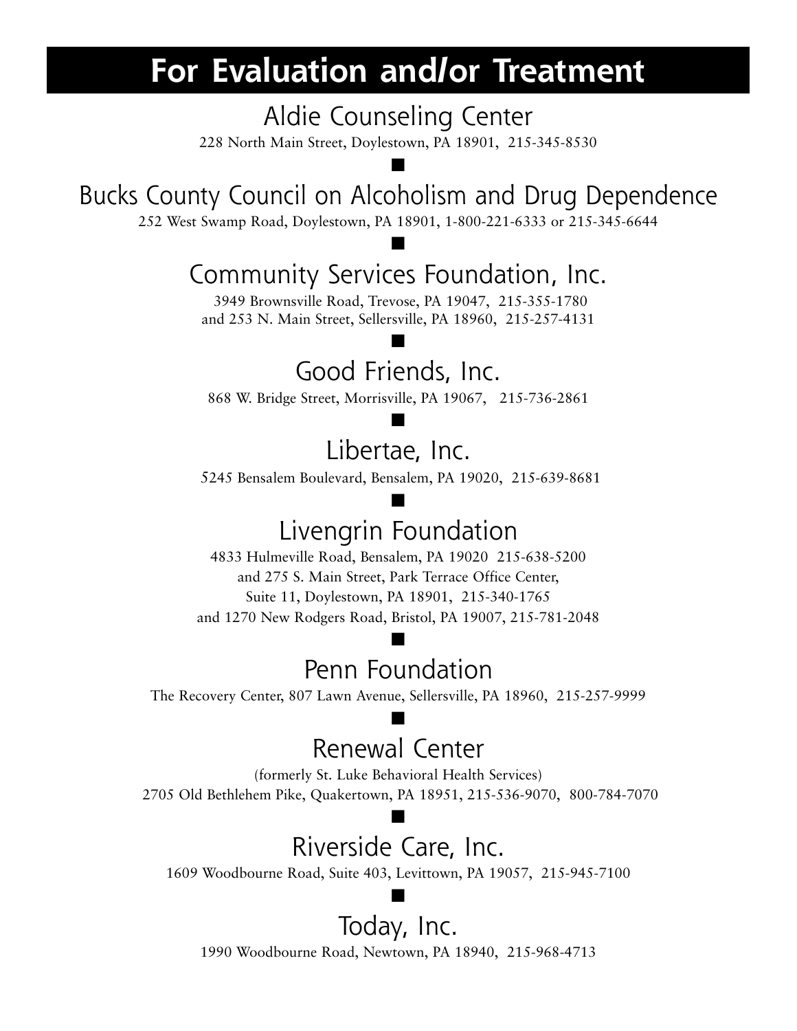# For Evaluation and/or Treatment

## Aldie Counseling Center

228 North Main Street, Doylestown, PA 18901, 215-345-8530

■

## Bucks County Council on Alcoholism and Drug Dependence

252 West Swamp Road, Doylestown, PA 18901, 1-800-221-6333 or 215-345-6644

■

## Community Services Foundation, Inc.

3949 Brownsville Road, Trevose, PA 19047, 215-355-1780
and 253 N. Main Street, Sellersville, PA 18960, 215-257-4131

■

## Good Friends, Inc.

868 W. Bridge Street, Morrisville, PA 19067, 215-736-2861

■

## Libertae, Inc.

5245 Bensalem Boulevard, Bensalem, PA 19020, 215-639-8681

■

## Livengrin Foundation

4833 Hulmeville Road, Bensalem, PA 19020 215-638-5200
and 275 S. Main Street, Park Terrace Office Center,
Suite 11, Doylestown, PA 18901, 215-340-1765
and 1270 New Rodgers Road, Bristol, PA 19007, 215-781-2048

■

## Penn Foundation

The Recovery Center, 807 Lawn Avenue, Sellersville, PA 18960, 215-257-9999

■

## Renewal Center

(formerly St. Luke Behavioral Health Services)
2705 Old Bethlehem Pike, Quakertown, PA 18951, 215-536-9070, 800-784-7070

■

## Riverside Care, Inc.

1609 Woodbourne Road, Suite 403, Levittown, PA 19057, 215-945-7100

■

## Today, Inc.

1990 Woodbourne Road, Newtown, PA 18940, 215-968-4713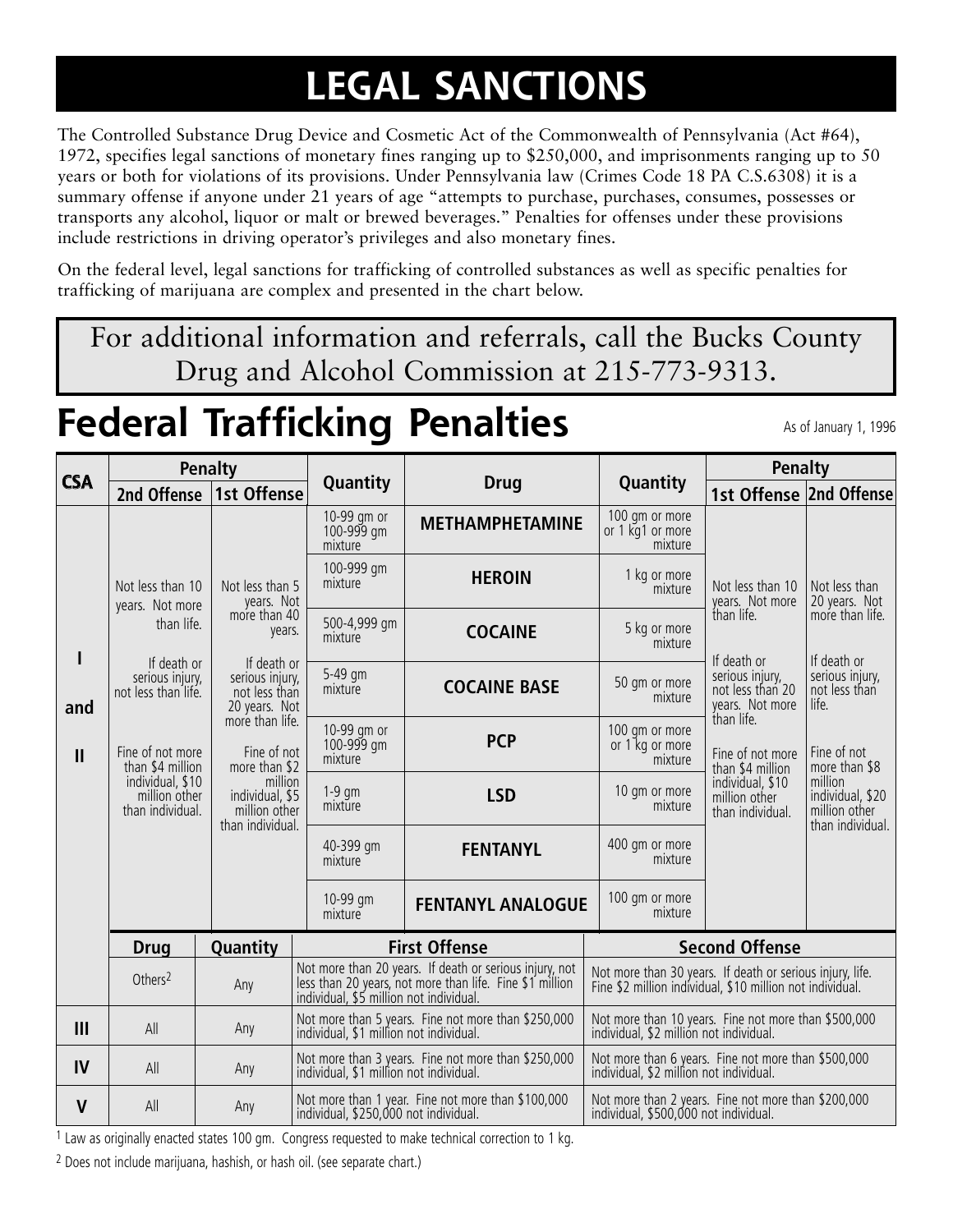# LEGAL SANCTIONS

The Controlled Substance Drug Device and Cosmetic Act of the Commonwealth of Pennsylvania (Act #64), 1972, specifies legal sanctions of monetary fines ranging up to $250,000, and imprisonments ranging up to 50 years or both for violations of its provisions. Under Pennsylvania law (Crimes Code 18 PA C.S.6308) it is a summary offense if anyone under 21 years of age "attempts to purchase, purchases, consumes, possesses or transports any alcohol, liquor or malt or brewed beverages." Penalties for offenses under these provisions include restrictions in driving operator's privileges and also monetary fines.

On the federal level, legal sanctions for trafficking of controlled substances as well as specific penalties for trafficking of marijuana are complex and presented in the chart below.

For additional information and referrals, call the Bucks County Drug and Alcohol Commission at 215-773-9313.

# Federal Trafficking Penalties

As of January 1, 1996

| CSA | Penalty | | Quantity | Drug | Quantity | Penalty | |
|---|---|---|---|---|---|---|---|
| | 2nd Offense | 1st Offense | | | | 1st Offense | 2nd Offense |
| I and II | Not less than 10 years. Not more than life. If death or serious injury, not less than life. Fine of not more than $4 million individual, $10 million other than individual. | Not less than 5 years. Not more than 40 years. If death or serious injury, not less than 20 years. Not more than life. Fine of not more than $2 million individual, $5 million other than individual. | 10-99 gm or 100-999 gm mixture | **METHAMPHETAMINE** | 100 gm or more or 1 kg[1] or more mixture | Not less than 10 years. Not more than life. If death or serious injury, not less than 20 years. Not more than life. Fine of not more than $4 million individual, $10 million other than individual. | Not less than 20 years. Not more than life. If death or serious injury, not less than life. Fine of not more than $8 million individual, $20 million other than individual. |
| | | | 100-999 gm mixture | **HEROIN** | 1 kg or more mixture | | |
| | | | 500-4,999 gm mixture | **COCAINE** | 5 kg or more mixture | | |
| | | | 5-49 gm mixture | **COCAINE BASE** | 50 gm or more mixture | | |
| | | | 10-99 gm or 100-999 gm mixture | **PCP** | 100 gm or more or 1 kg or more mixture | | |
| | | | 1-9 gm mixture | **LSD** | 10 gm or more mixture | | |
| | | | 40-399 gm mixture | **FENTANYL** | 400 gm or more mixture | | |
| | | | 10-99 gm mixture | **FENTANYL ANALOGUE** | 100 gm or more mixture | | |

| CSA | Drug | Quantity | First Offense | Second Offense |
|---|---|---|---|---|
| I and II | Others[2] | Any | Not more than 20 years. If death or serious injury, not less than 20 years, not more than life. Fine $1 million individual, $5 million not individual. | Not more than 30 years. If death or serious injury, life. Fine $2 million individual, $10 million not individual. |
| III | All | Any | Not more than 5 years. Fine not more than $250,000 individual, $1 million not individual. | Not more than 10 years. Fine not more than $500,000 individual, $2 million not individual. |
| IV | All | Any | Not more than 3 years. Fine not more than $250,000 individual, $1 million not individual. | Not more than 6 years. Fine not more than $500,000 individual, $2 million not individual. |
| V | All | Any | Not more than 1 year. Fine not more than $100,000 individual, $250,000 not individual. | Not more than 2 years. Fine not more than $200,000 individual, $500,000 not individual. |

[1] Law as originally enacted states 100 gm. Congress requested to make technical correction to 1 kg.

[2] Does not include marijuana, hashish, or hash oil. (see separate chart.)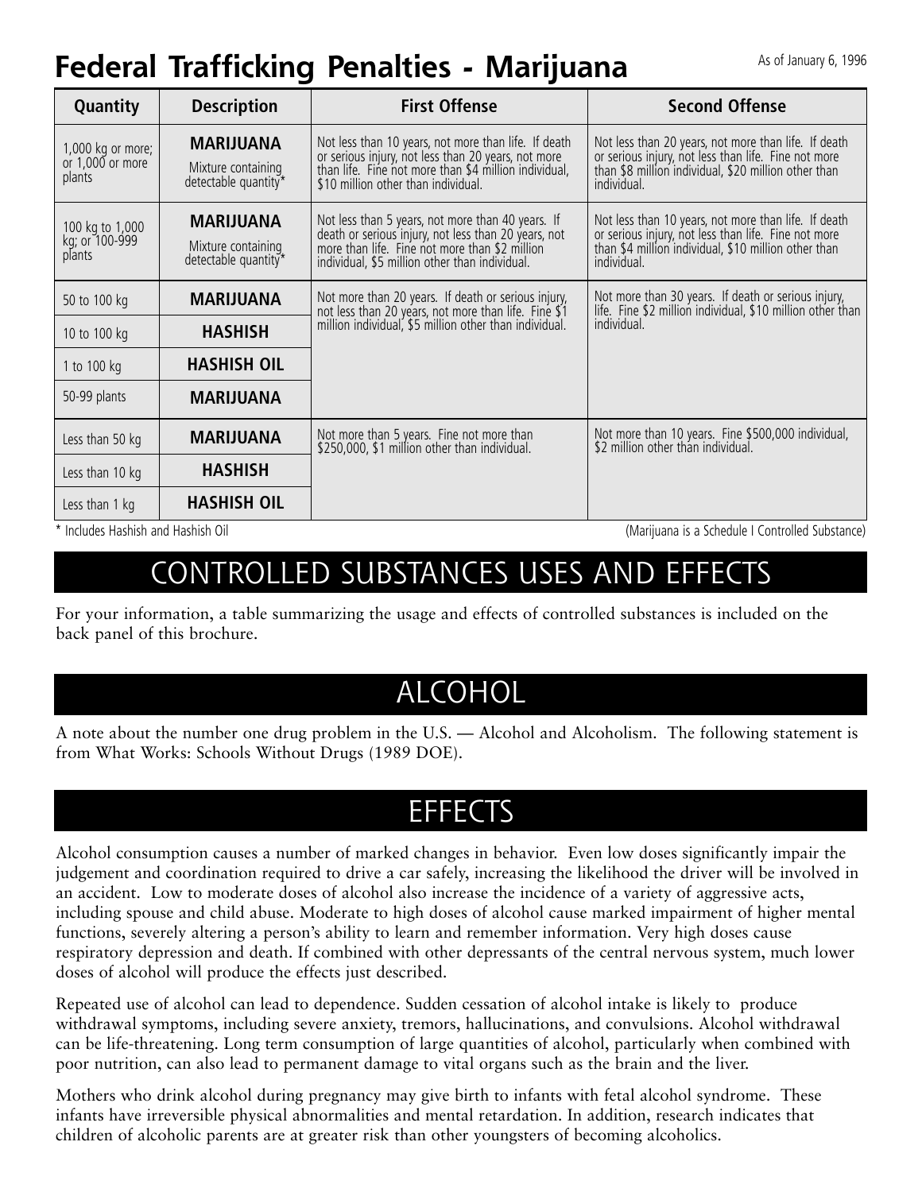# Federal Trafficking Penalties - Marijuana

As of January 6, 1996

| Quantity | Description | First Offense | Second Offense |
|---|---|---|---|
| 1,000 kg or more; or 1,000 or more plants | **MARIJUANA** Mixture containing detectable quantity* | Not less than 10 years, not more than life. If death or serious injury, not less than 20 years, not more than life. Fine not more than $4 million individual, $10 million other than individual. | Not less than 20 years, not more than life. If death or serious injury, not less than life. Fine not more than $8 million individual, $20 million other than individual. |
| 100 kg to 1,000 kg; or 100-999 plants | **MARIJUANA** Mixture containing detectable quantity* | Not less than 5 years, not more than 40 years. If death or serious injury, not less than 20 years, not more than life. Fine not more than $2 million individual, $5 million other than individual. | Not less than 10 years, not more than life. If death or serious injury, not less than life. Fine not more than $4 million individual, $10 million other than individual. |
| 50 to 100 kg | **MARIJUANA** | Not more than 20 years. If death or serious injury, not less than 20 years, not more than life. Fine $1 million individual, $5 million other than individual. | Not more than 30 years. If death or serious injury, life. Fine $2 million individual, $10 million other than individual. |
| 10 to 100 kg | **HASHISH** | | |
| 1 to 100 kg | **HASHISH OIL** | | |
| 50-99 plants | **MARIJUANA** | | |
| Less than 50 kg | **MARIJUANA** | Not more than 5 years. Fine not more than $250,000, $1 million other than individual. | Not more than 10 years. Fine $500,000 individual, $2 million other than individual. |
| Less than 10 kg | **HASHISH** | | |
| Less than 1 kg | **HASHISH OIL** | | |

\* Includes Hashish and Hashish Oil

(Marijuana is a Schedule I Controlled Substance)

## CONTROLLED SUBSTANCES USES AND EFFECTS

For your information, a table summarizing the usage and effects of controlled substances is included on the back panel of this brochure.

## ALCOHOL

A note about the number one drug problem in the U.S. — Alcohol and Alcoholism. The following statement is from What Works: Schools Without Drugs (1989 DOE).

## EFFECTS

Alcohol consumption causes a number of marked changes in behavior. Even low doses significantly impair the judgement and coordination required to drive a car safely, increasing the likelihood the driver will be involved in an accident. Low to moderate doses of alcohol also increase the incidence of a variety of aggressive acts, including spouse and child abuse. Moderate to high doses of alcohol cause marked impairment of higher mental functions, severely altering a person's ability to learn and remember information. Very high doses cause respiratory depression and death. If combined with other depressants of the central nervous system, much lower doses of alcohol will produce the effects just described.

Repeated use of alcohol can lead to dependence. Sudden cessation of alcohol intake is likely to produce withdrawal symptoms, including severe anxiety, tremors, hallucinations, and convulsions. Alcohol withdrawal can be life-threatening. Long term consumption of large quantities of alcohol, particularly when combined with poor nutrition, can also lead to permanent damage to vital organs such as the brain and the liver.

Mothers who drink alcohol during pregnancy may give birth to infants with fetal alcohol syndrome. These infants have irreversible physical abnormalities and mental retardation. In addition, research indicates that children of alcoholic parents are at greater risk than other youngsters of becoming alcoholics.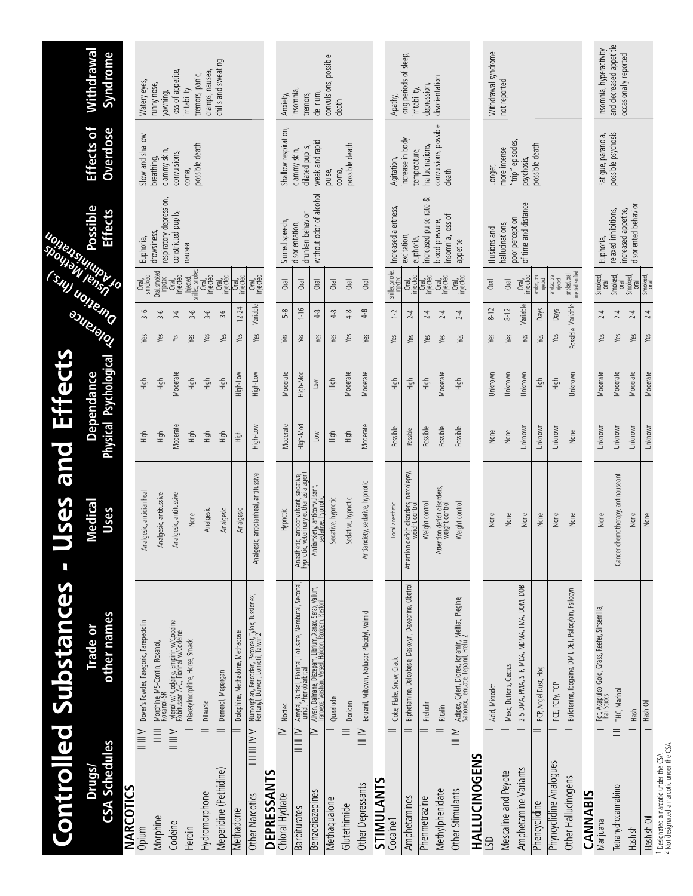# Controlled Substances - Uses and Effects

| Drugs/ CSA Schedules | | Trade or other names | Medical Uses | Dependance Physical | Dependance Psychological | Tolerance | Duration (hrs.) | Usual Methods of Administration | Possible Effects | Effects of Overdose | Withdrawal Syndrome |
|---|---|---|---|---|---|---|---|---|---|---|---|
| **NARCOTICS** | | | | | | | | | | | |
| Opium | II III V | Dover's Powder, Paregoric, Parepectolin | Analgesic, antidiarrheal | High | High | Yes | 3-6 | Oral, smoked | Euphoria, drowsiness, respiratory depression, constricted pupils, nausea | Slow and shallow breathing, clammy skin, convulsions, coma, possible death | Watery eyes, runny nose, yawning, loss of appetite, irritability tremors, panic, cramps, nausea, chills and sweating |
| Morphine | II III | Morphine, MS-Contin, Roxanol, Roxanol-SR | Analgesic, antitussive | High | High | Yes | 3-6 | Oral, smoked injected | | | |
| Codeine | II III V | Tylenol w/ Codeine, Empirin w/Codeine Robitussan A-C, Fiorinal w/Codeine | Analgesic, antitussive | Moderate | Moderate | Yes | 3-6 | Oral, injected | | | |
| Heroin | I | Diacetylmorphine, Horse, Smack | None | High | High | Yes | 3-6 | Injected, sniffed, smoked | | | |
| Hydromorphone | II | Dilaudid | Analgesic | High | High | Yes | 3-6 | Oral, injected | | | |
| Meperidine (Pethidine) | II | Demerol, Mepergan | Analgesic | High | High | Yes | 3-6 | Oral, injected | | | |
| Methadone | II | Dolophine, Methadone, Methadose | Analgesic | High | High-Low | Yes | 12-24 | Oral, injected | | | |
| Other Narcotics | I II III IV V | Numorphan, Percodan, Percocet, Tylox, Tussionex, Fentanyl, Darvon, Lomotil, Talwin[2] | Analgesic, antidiarrheal, antitussive | High-Low | High-Low | Yes | Variable | Oral, injected | | | |
| **DEPRESSANTS** | | | | | | | | | | | |
| Chloral Hydrate | IV | Noctec | Hypnotic | Moderate | Moderate | Yes | 5-8 | Oral | Slurred speech, disorientation, drunken behavior without odor of alcohol | Shallow respiration, clammy skin, dilated pupils, weak and rapid pulse, coma, possible death | Anxiety, insomnia, tremors, delirium, convulsions, possible death |
| Barbiturates | II III IV | Amytal, Butisol, Fiorinal, Lotusate, Nembutal, Seconal, Tuinal, Phenobarbital | Anesthetic, anticonvulsant, sedative, hypnotic, veterinary euthanasia agent | High-Mod | High-Mod | Yes | 1-16 | Oral | | | |
| Benzodiazepines | IV | Ativan, Dalmane, Diazepam, Librium, Xanax, Serax, Valium, Tranxexe, Verstran, Versed, Halcion, Paxipam, Restoril | Antianxiety, anticonvulsant, sedative, hypnotic | Low | Low | Yes | 4-8 | Oral | | | |
| Methaqualone | I | Quaalude | Sedative, hypnotic | High | High | Yes | 4-8 | Oral | | | |
| Glutethimide | III | Doriden | Sedative, hypnotic | High | Moderate | Yes | 4-8 | Oral | | | |
| Other Depressants | III IV | Equanil, Miltown, Noludar, Placidyl, Valmid | Antianxiety, sedative, hypnotic | Moderate | Moderate | Yes | 4-8 | Oral | | | |
| **STIMULANTS** | | | | | | | | | | | |
| Cocaine[1] | II | Coke, Flake, Snow, Crack | Local anesthetic | Possible | High | Yes | 1-2 | sniffed, smoked, injected | Increased alertness, excitation, euphoria, increased pulse rate & blood pressure, insomnia, loss of appetite | Agitation, increase in body temperature, hallucinations, convulsions, possible death | Apathy, long periods of sleep, irritability, depression, disorientation |
| Amphetamines | II | Biphetamine, Delcobese, Desoxyn, Dexedrine, Obetrol | Attention deficit disorders, narcolepsy, weight control | Possible | High | Yes | 2-4 | Oral, injected | | | |
| Phenmetrazine | II | Preludin | Weight control | Possible | High | Yes | 2-4 | Oral, injected | | | |
| Methylphenidate | II | Ritalin | Attention deficit disorders, weight control | Possible | Moderate | Yes | 2-4 | Oral, injected | | | |
| Other Stimulants | III IV | Adipex, Cylert, Didrex, Ionamin, Melfiat, Plegine, Sanorex, Tenuate, Tepanil, Prelu-2 | Weight control | Possible | High | Yes | 2-4 | Oral, injected | | | |
| **HALLUCINOGENS** | | | | | | | | | | | |
| LSD | I | Acid, Microdot | None | None | Unknown | Yes | 8-12 | Oral | Illusions and hallucinations, poor perception of time and distance | Longer, more intense "trip" episodes, psychosis, possible death | Withdrawal syndrome not reported |
| Mescaline and Peyote | I | Mexc, Buttons, Cactus | None | None | Unknown | Yes | 8-12 | Oral | | | |
| Amphetamine Variants | I | 2,5-DMA, PMA, STP, MDA, MDMA, TMA, DOM, DOB | None | Unknown | Unknown | Yes | Variable | Oral, injected | | | |
| Phencyclidine | II | PCP, Angel Dust, Hog | None | Unknown | High | Yes | Days | smoked, oral injected | | | |
| Phencyclidine Analogues | I | PCE, PCPy, TCP | None | Unknown | High | Yes | Days | smoked, oral injected | | | |
| Other Hallucinogens | I | Bufotenine, Ibogaine, DMT, DET, Psilocybin, Psilocyn | None | None | Unknown | Possible | Variable | smoked, oral injected, sniffed | | | |
| **CANNABIS** | | | | | | | | | | | |
| Marijuana | I | Pot, Acapulco Gold, Grass, Reefer, Sinsemilla, Thai Sticks | None | Unknown | Moderate | Yes | 2-4 | Smoked, oral | Euphoria, relaxed inhibitions, increased appetite, disoriented behavior | Fatigue, paranoia, possible psychosis | Insomnia, hyperactivity and decreased appetite occasionally reported |
| Tetrahydrocannabinol | I II | THC, Marinol | Cancer chemotherapy, antinauseant | Unknown | Moderate | Yes | 2-4 | Smoked, oral | | | |
| Hashish | I | Hash | None | Unknown | Moderate | Yes | 2-4 | Smoked, oral | | | |
| Hashish Oil | I | Hash Oil | None | Unknown | Moderate | Yes | 2-4 | Smoked, oral | | | |

[1] Designated a narcotic under the CSA
[2] Not designated a narcotic under the CSA